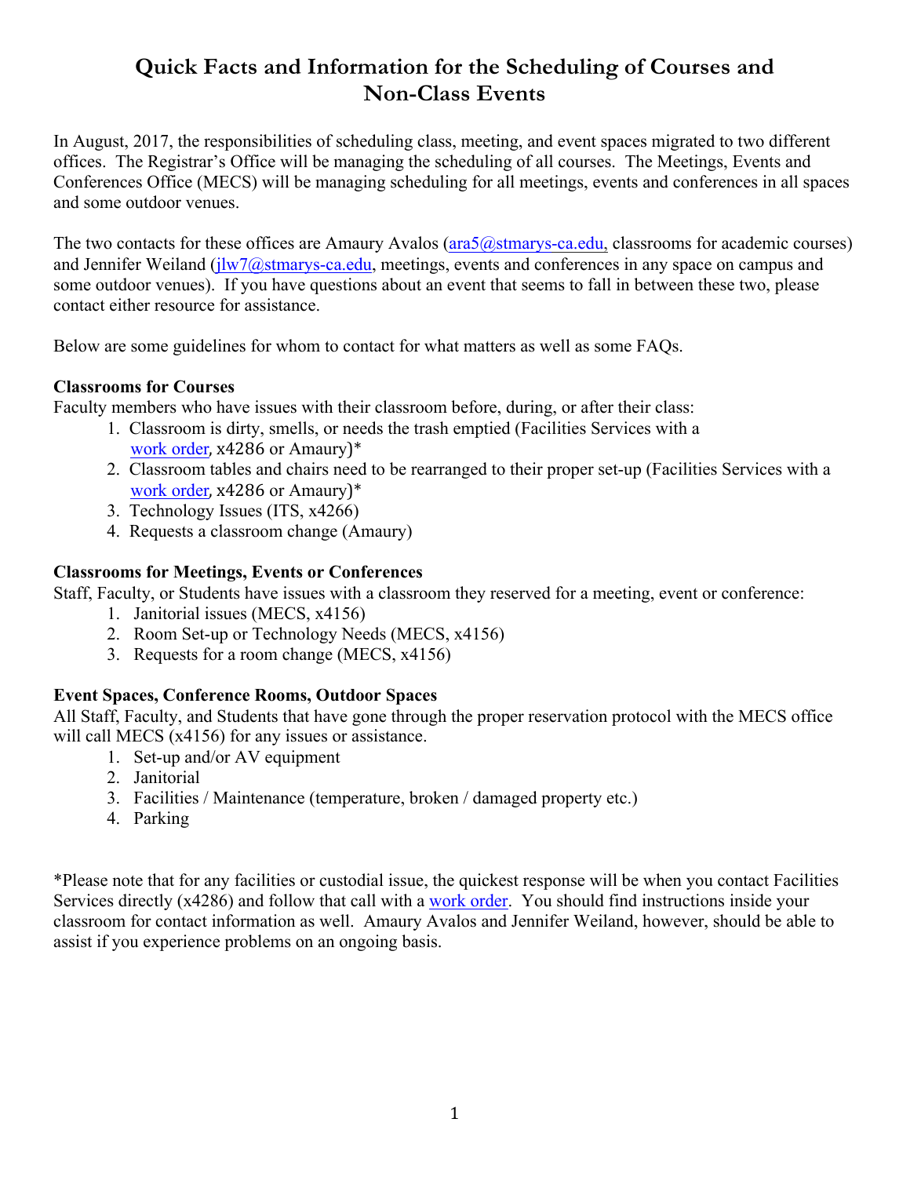# Quick Facts and Information for the Scheduling of Courses and Non-Class Events

In August, 2017, the responsibilities of scheduling class, meeting, and event spaces migrated to two different offices. The Registrar's Office will be managing the scheduling of all courses. The Meetings, Events and Conferences Office (MECS) will be managing scheduling for all meetings, events and conferences in all spaces and some outdoor venues.

The two contacts for these offices are Amaury Avalos (ara5@stmarys-ca.edu, classrooms for academic courses) and Jennifer Weiland (jlw7@stmarys-ca.edu, meetings, events and conferences in any space on campus and some outdoor venues). If you have questions about an event that seems to fall in between these two, please contact either resource for assistance.

Below are some guidelines for whom to contact for what matters as well as some FAQs.

**Classrooms for Courses**

Faculty members who have issues with their classroom before, during, or after their class:

1. Classroom is dirty, smells, or needs the trash emptied (Facilities Services with a work order, x4286 or Amaury)*
2. Classroom tables and chairs need to be rearranged to their proper set-up (Facilities Services with a work order, x4286 or Amaury)*
3. Technology Issues (ITS, x4266)
4. Requests a classroom change (Amaury)

**Classrooms for Meetings, Events or Conferences**

Staff, Faculty, or Students have issues with a classroom they reserved for a meeting, event or conference:

1. Janitorial issues (MECS, x4156)
2. Room Set-up or Technology Needs (MECS, x4156)
3. Requests for a room change (MECS, x4156)

**Event Spaces, Conference Rooms, Outdoor Spaces**

All Staff, Faculty, and Students that have gone through the proper reservation protocol with the MECS office will call MECS (x4156) for any issues or assistance.

1. Set-up and/or AV equipment
2. Janitorial
3. Facilities / Maintenance (temperature, broken / damaged property etc.)
4. Parking

*Please note that for any facilities or custodial issue, the quickest response will be when you contact Facilities Services directly (x4286) and follow that call with a work order. You should find instructions inside your classroom for contact information as well. Amaury Avalos and Jennifer Weiland, however, should be able to assist if you experience problems on an ongoing basis.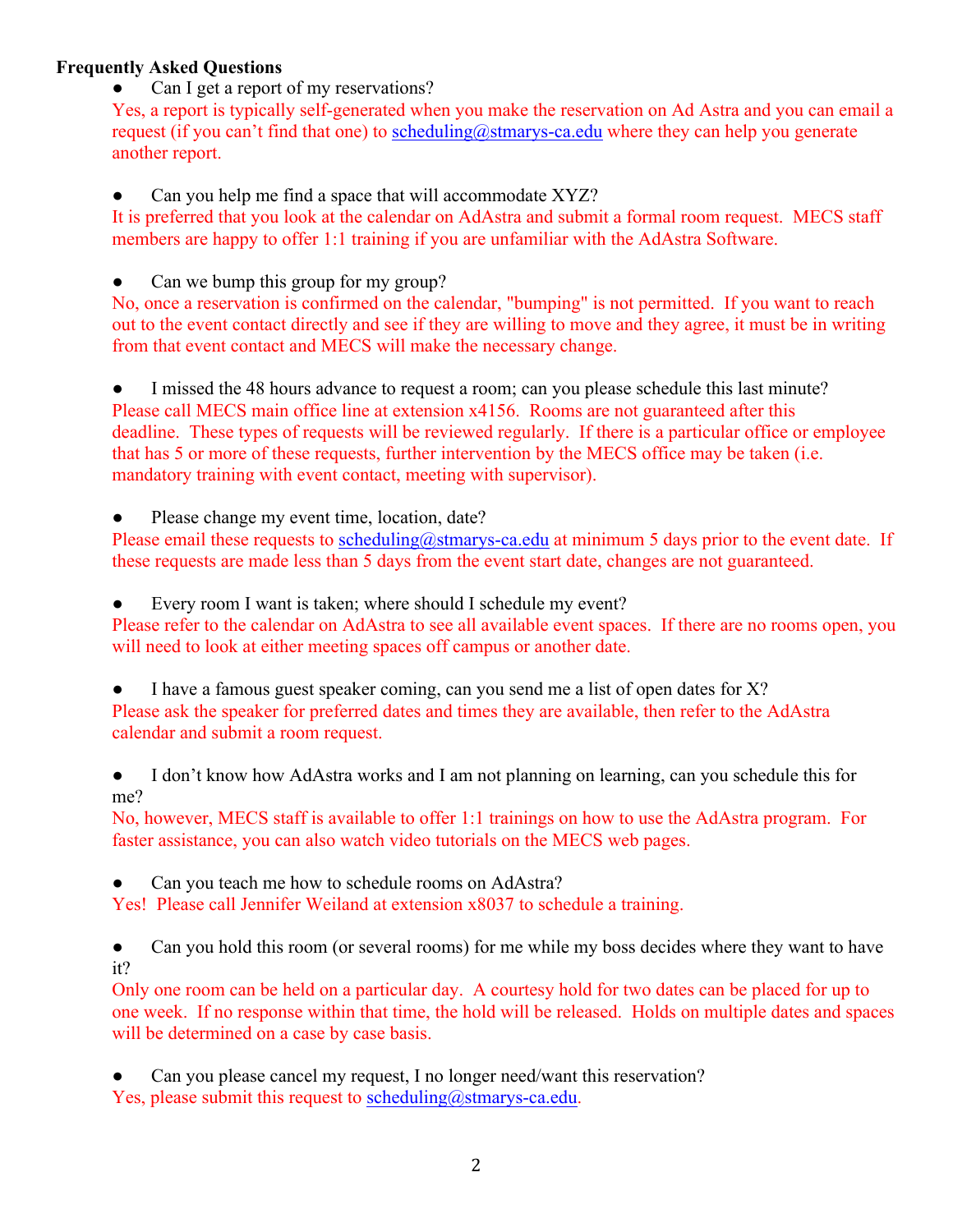**Frequently Asked Questions**

- Can I get a report of my reservations?

Yes, a report is typically self-generated when you make the reservation on Ad Astra and you can email a request (if you can't find that one) to scheduling@stmarys-ca.edu where they can help you generate another report.

- Can you help me find a space that will accommodate XYZ?

It is preferred that you look at the calendar on AdAstra and submit a formal room request. MECS staff members are happy to offer 1:1 training if you are unfamiliar with the AdAstra Software.

- Can we bump this group for my group?

No, once a reservation is confirmed on the calendar, "bumping" is not permitted. If you want to reach out to the event contact directly and see if they are willing to move and they agree, it must be in writing from that event contact and MECS will make the necessary change.

- I missed the 48 hours advance to request a room; can you please schedule this last minute?

Please call MECS main office line at extension x4156. Rooms are not guaranteed after this deadline. These types of requests will be reviewed regularly. If there is a particular office or employee that has 5 or more of these requests, further intervention by the MECS office may be taken (i.e. mandatory training with event contact, meeting with supervisor).

- Please change my event time, location, date?

Please email these requests to scheduling@stmarys-ca.edu at minimum 5 days prior to the event date. If these requests are made less than 5 days from the event start date, changes are not guaranteed.

- Every room I want is taken; where should I schedule my event?

Please refer to the calendar on AdAstra to see all available event spaces. If there are no rooms open, you will need to look at either meeting spaces off campus or another date.

- I have a famous guest speaker coming, can you send me a list of open dates for X?

Please ask the speaker for preferred dates and times they are available, then refer to the AdAstra calendar and submit a room request.

- I don't know how AdAstra works and I am not planning on learning, can you schedule this for me?

No, however, MECS staff is available to offer 1:1 trainings on how to use the AdAstra program. For faster assistance, you can also watch video tutorials on the MECS web pages.

- Can you teach me how to schedule rooms on AdAstra?

Yes! Please call Jennifer Weiland at extension x8037 to schedule a training.

- Can you hold this room (or several rooms) for me while my boss decides where they want to have it?

Only one room can be held on a particular day. A courtesy hold for two dates can be placed for up to one week. If no response within that time, the hold will be released. Holds on multiple dates and spaces will be determined on a case by case basis.

- Can you please cancel my request, I no longer need/want this reservation?

Yes, please submit this request to scheduling@stmarys-ca.edu.